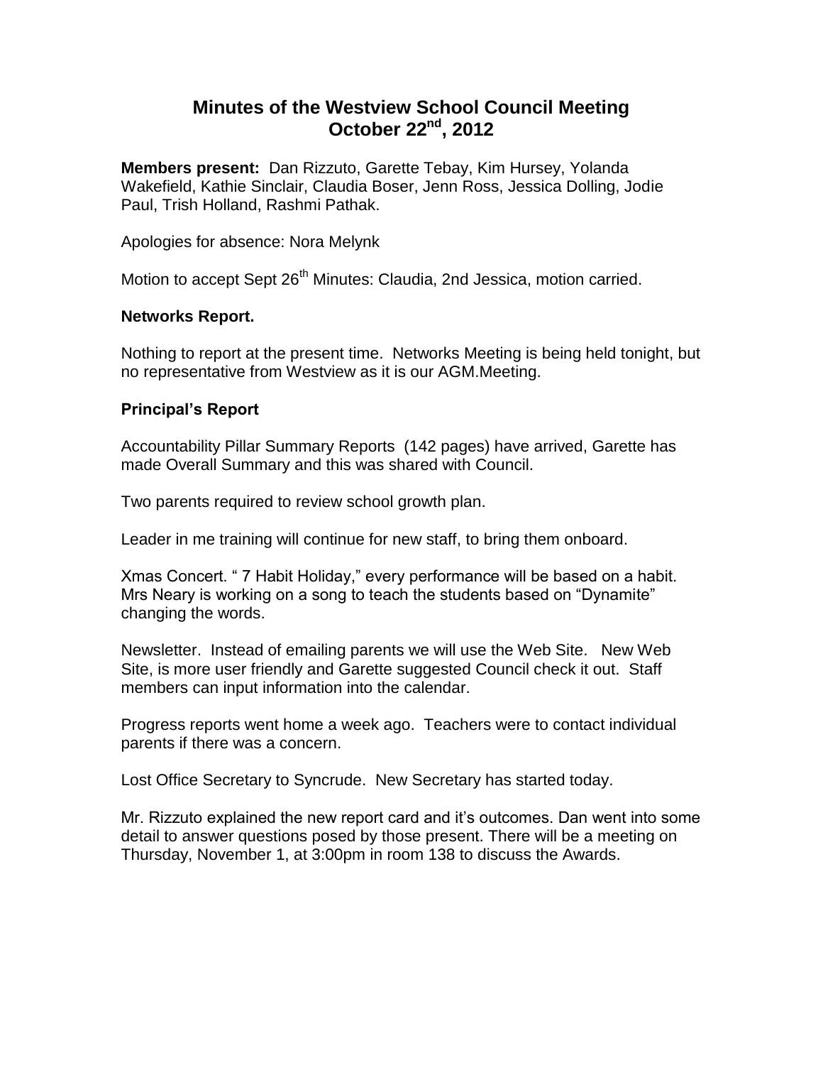# Minutes of the Westview School Council Meeting October 22nd, 2012

**Members present:** Dan Rizzuto, Garette Tebay, Kim Hursey, Yolanda Wakefield, Kathie Sinclair, Claudia Boser, Jenn Ross, Jessica Dolling, Jodie Paul, Trish Holland, Rashmi Pathak.

Apologies for absence: Nora Melynk

Motion to accept Sept 26th Minutes: Claudia, 2nd Jessica, motion carried.

**Networks Report.**

Nothing to report at the present time. Networks Meeting is being held tonight, but no representative from Westview as it is our AGM.Meeting.

**Principal's Report**

Accountability Pillar Summary Reports (142 pages) have arrived, Garette has made Overall Summary and this was shared with Council.

Two parents required to review school growth plan.

Leader in me training will continue for new staff, to bring them onboard.

Xmas Concert. " 7 Habit Holiday," every performance will be based on a habit. Mrs Neary is working on a song to teach the students based on "Dynamite" changing the words.

Newsletter. Instead of emailing parents we will use the Web Site. New Web Site, is more user friendly and Garette suggested Council check it out. Staff members can input information into the calendar.

Progress reports went home a week ago. Teachers were to contact individual parents if there was a concern.

Lost Office Secretary to Syncrude. New Secretary has started today.

Mr. Rizzuto explained the new report card and it's outcomes. Dan went into some detail to answer questions posed by those present. There will be a meeting on Thursday, November 1, at 3:00pm in room 138 to discuss the Awards.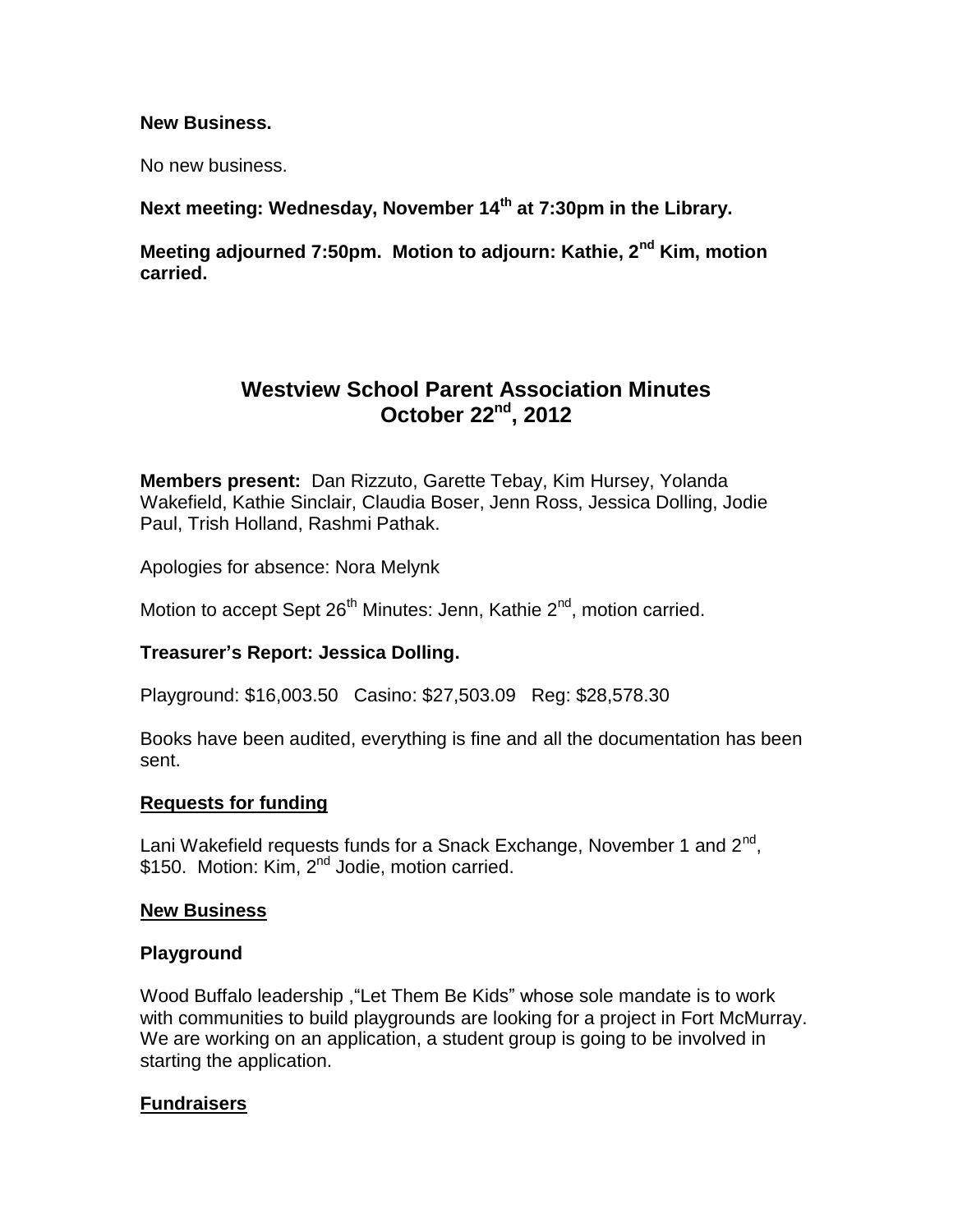**New Business.**

No new business.

**Next meeting: Wednesday, November 14th at 7:30pm in the Library.**

**Meeting adjourned 7:50pm. Motion to adjourn: Kathie, 2nd Kim, motion carried.**

# Westview School Parent Association Minutes
# October 22nd, 2012

**Members present:** Dan Rizzuto, Garette Tebay, Kim Hursey, Yolanda Wakefield, Kathie Sinclair, Claudia Boser, Jenn Ross, Jessica Dolling, Jodie Paul, Trish Holland, Rashmi Pathak.

Apologies for absence: Nora Melynk

Motion to accept Sept 26th Minutes: Jenn, Kathie 2nd, motion carried.

**Treasurer's Report: Jessica Dolling.**

Playground: $16,003.50   Casino: $27,503.09   Reg: $28,578.30

Books have been audited, everything is fine and all the documentation has been sent.

**<u>Requests for funding</u>**

Lani Wakefield requests funds for a Snack Exchange, November 1 and 2nd, $150. Motion: Kim, 2nd Jodie, motion carried.

**<u>New Business</u>**

**Playground**

Wood Buffalo leadership ,"Let Them Be Kids" whose sole mandate is to work with communities to build playgrounds are looking for a project in Fort McMurray. We are working on an application, a student group is going to be involved in starting the application.

**<u>Fundraisers</u>**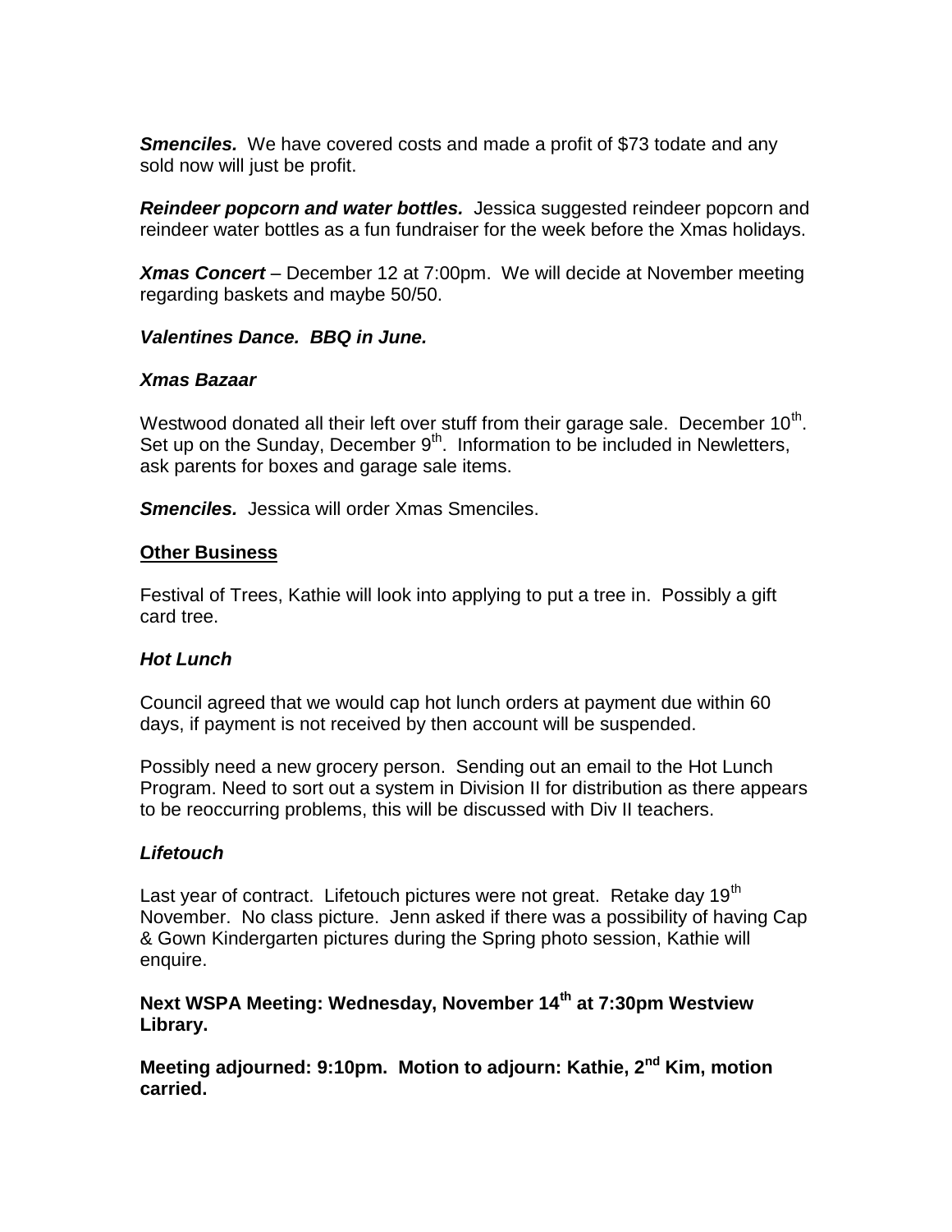***Smenciles.*** We have covered costs and made a profit of $73 todate and any sold now will just be profit.

***Reindeer popcorn and water bottles.*** Jessica suggested reindeer popcorn and reindeer water bottles as a fun fundraiser for the week before the Xmas holidays.

***Xmas Concert*** – December 12 at 7:00pm. We will decide at November meeting regarding baskets and maybe 50/50.

***Valentines Dance. BBQ in June.***

***Xmas Bazaar***

Westwood donated all their left over stuff from their garage sale. December 10th. Set up on the Sunday, December 9th. Information to be included in Newletters, ask parents for boxes and garage sale items.

***Smenciles.*** Jessica will order Xmas Smenciles.

**<u>Other Business</u>**

Festival of Trees, Kathie will look into applying to put a tree in. Possibly a gift card tree.

***Hot Lunch***

Council agreed that we would cap hot lunch orders at payment due within 60 days, if payment is not received by then account will be suspended.

Possibly need a new grocery person. Sending out an email to the Hot Lunch Program. Need to sort out a system in Division II for distribution as there appears to be reoccurring problems, this will be discussed with Div II teachers.

***Lifetouch***

Last year of contract. Lifetouch pictures were not great. Retake day 19th November. No class picture. Jenn asked if there was a possibility of having Cap & Gown Kindergarten pictures during the Spring photo session, Kathie will enquire.

**Next WSPA Meeting: Wednesday, November 14th at 7:30pm Westview Library.**

**Meeting adjourned: 9:10pm. Motion to adjourn: Kathie, 2nd Kim, motion carried.**